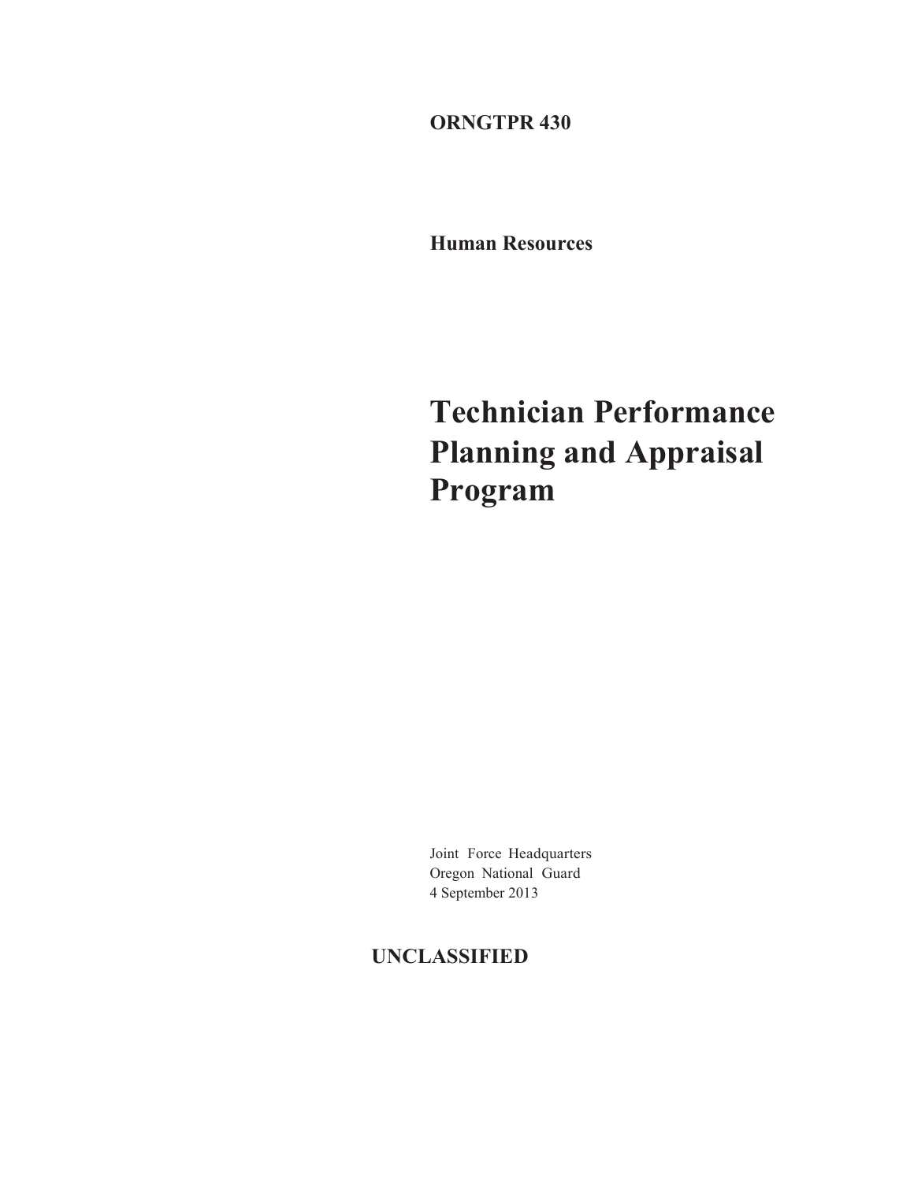**ORNGTPR 430**

**Human Resources**

# Technician Performance Planning and Appraisal Program

Joint Force Headquarters
Oregon National Guard
4 September 2013

**UNCLASSIFIED**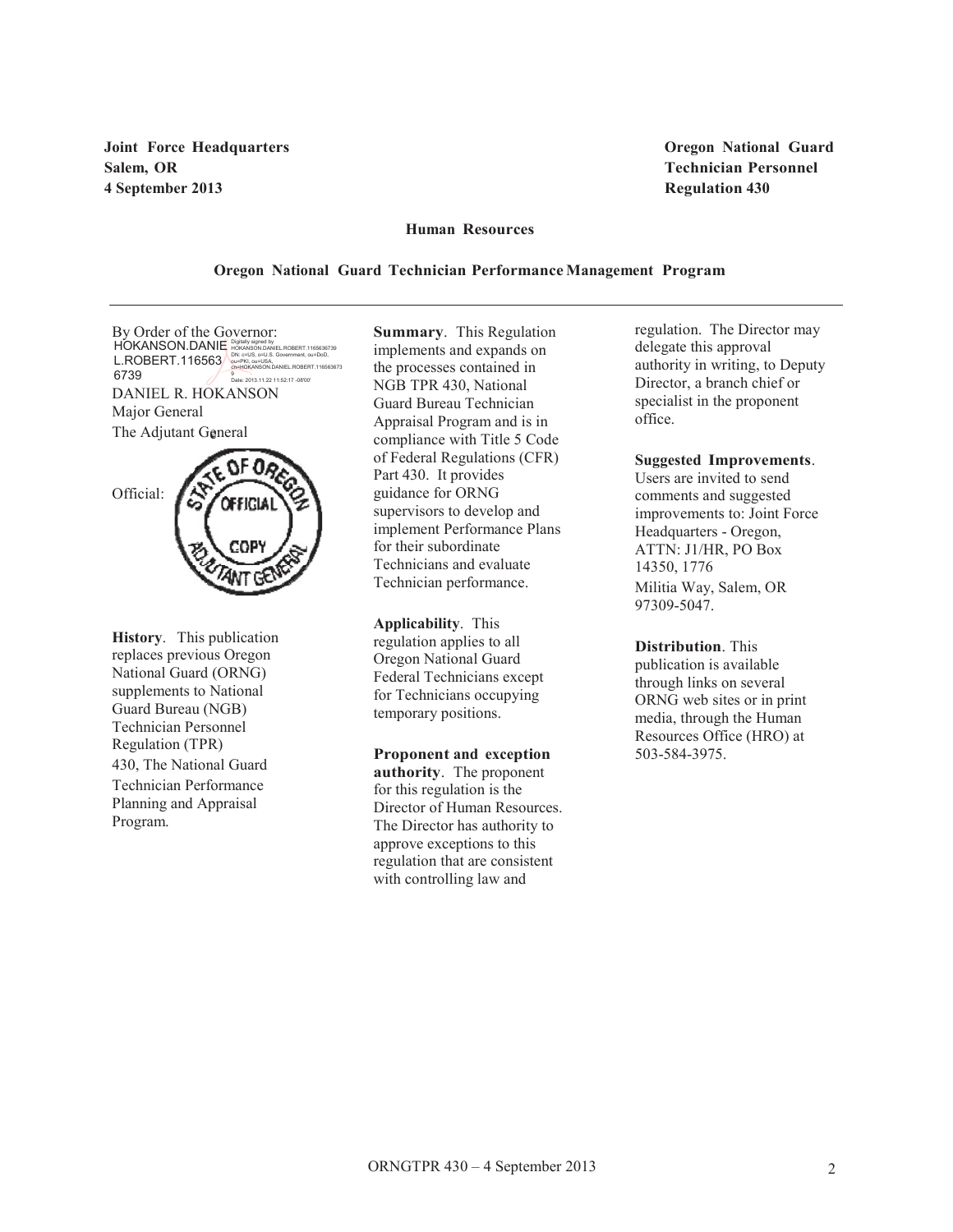**Joint Force Headquarters**
**Salem, OR**
**4 September 2013**

**Oregon National Guard**
**Technician Personnel**
**Regulation 430**

**Human Resources**

**Oregon National Guard Technician Performance Management Program**

By Order of the Governor:

HOKANSON.DANIEL.ROBERT.1165636739

DANIEL R. HOKANSON
Major General
The Adjutant General

Official:

**History**. This publication replaces previous Oregon National Guard (ORNG) supplements to National Guard Bureau (NGB) Technician Personnel Regulation (TPR) 430, The National Guard Technician Performance Planning and Appraisal Program.

**Summary**. This Regulation implements and expands on the processes contained in NGB TPR 430, National Guard Bureau Technician Appraisal Program and is in compliance with Title 5 Code of Federal Regulations (CFR) Part 430. It provides guidance for ORNG supervisors to develop and implement Performance Plans for their subordinate Technicians and evaluate Technician performance.

**Applicability**. This regulation applies to all Oregon National Guard Federal Technicians except for Technicians occupying temporary positions.

**Proponent and exception authority**. The proponent for this regulation is the Director of Human Resources. The Director has authority to approve exceptions to this regulation that are consistent with controlling law and regulation. The Director may delegate this approval authority in writing, to Deputy Director, a branch chief or specialist in the proponent office.

**Suggested Improvements**. Users are invited to send comments and suggested improvements to: Joint Force Headquarters - Oregon, ATTN: J1/HR, PO Box 14350, 1776 Militia Way, Salem, OR 97309-5047.

**Distribution**. This publication is available through links on several ORNG web sites or in print media, through the Human Resources Office (HRO) at 503-584-3975.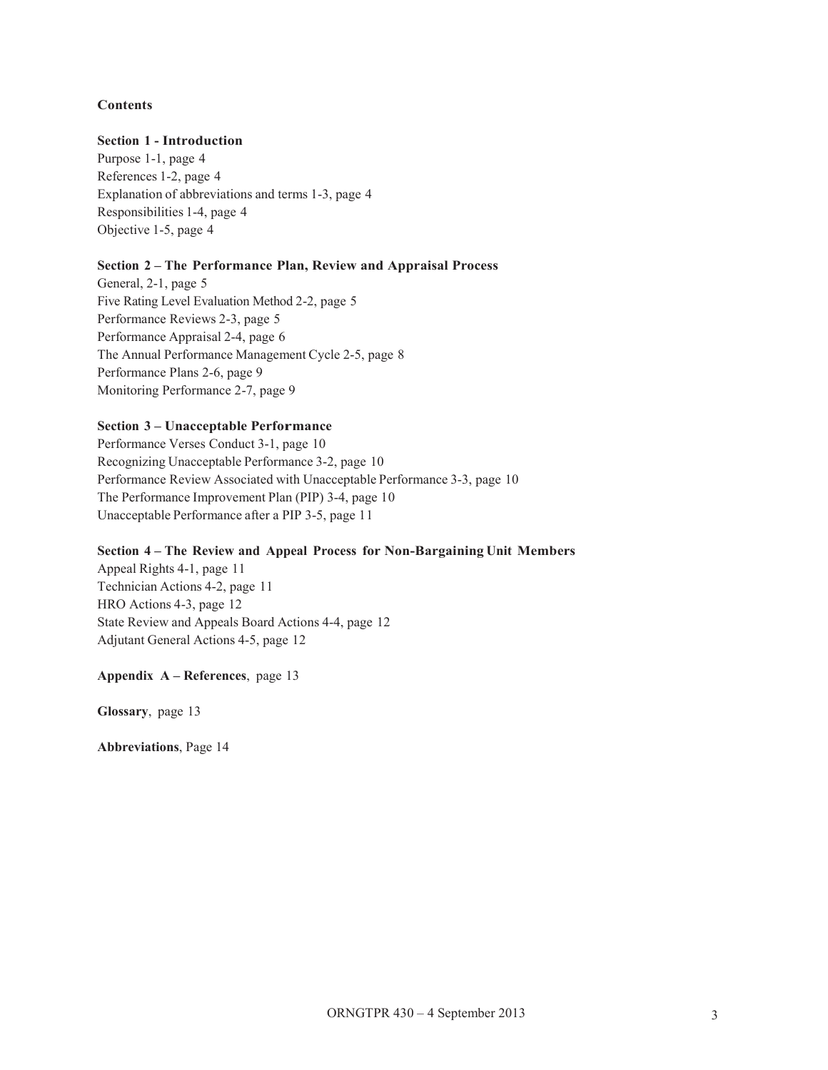**Contents**

**Section 1 - Introduction**

Purpose 1-1, page 4
References 1-2, page 4
Explanation of abbreviations and terms 1-3, page 4
Responsibilities 1-4, page 4
Objective 1-5, page 4

**Section 2 – The Performance Plan, Review and Appraisal Process**

General, 2-1, page 5
Five Rating Level Evaluation Method 2-2, page 5
Performance Reviews 2-3, page 5
Performance Appraisal 2-4, page 6
The Annual Performance Management Cycle 2-5, page 8
Performance Plans 2-6, page 9
Monitoring Performance 2-7, page 9

**Section 3 – Unacceptable Performance**

Performance Verses Conduct 3-1, page 10
Recognizing Unacceptable Performance 3-2, page 10
Performance Review Associated with Unacceptable Performance 3-3, page 10
The Performance Improvement Plan (PIP) 3-4, page 10
Unacceptable Performance after a PIP 3-5, page 11

**Section 4 – The Review and Appeal Process for Non-Bargaining Unit Members**

Appeal Rights 4-1, page 11
Technician Actions 4-2, page 11
HRO Actions 4-3, page 12
State Review and Appeals Board Actions 4-4, page 12
Adjutant General Actions 4-5, page 12

**Appendix A – References**, page 13

**Glossary**, page 13

**Abbreviations**, Page 14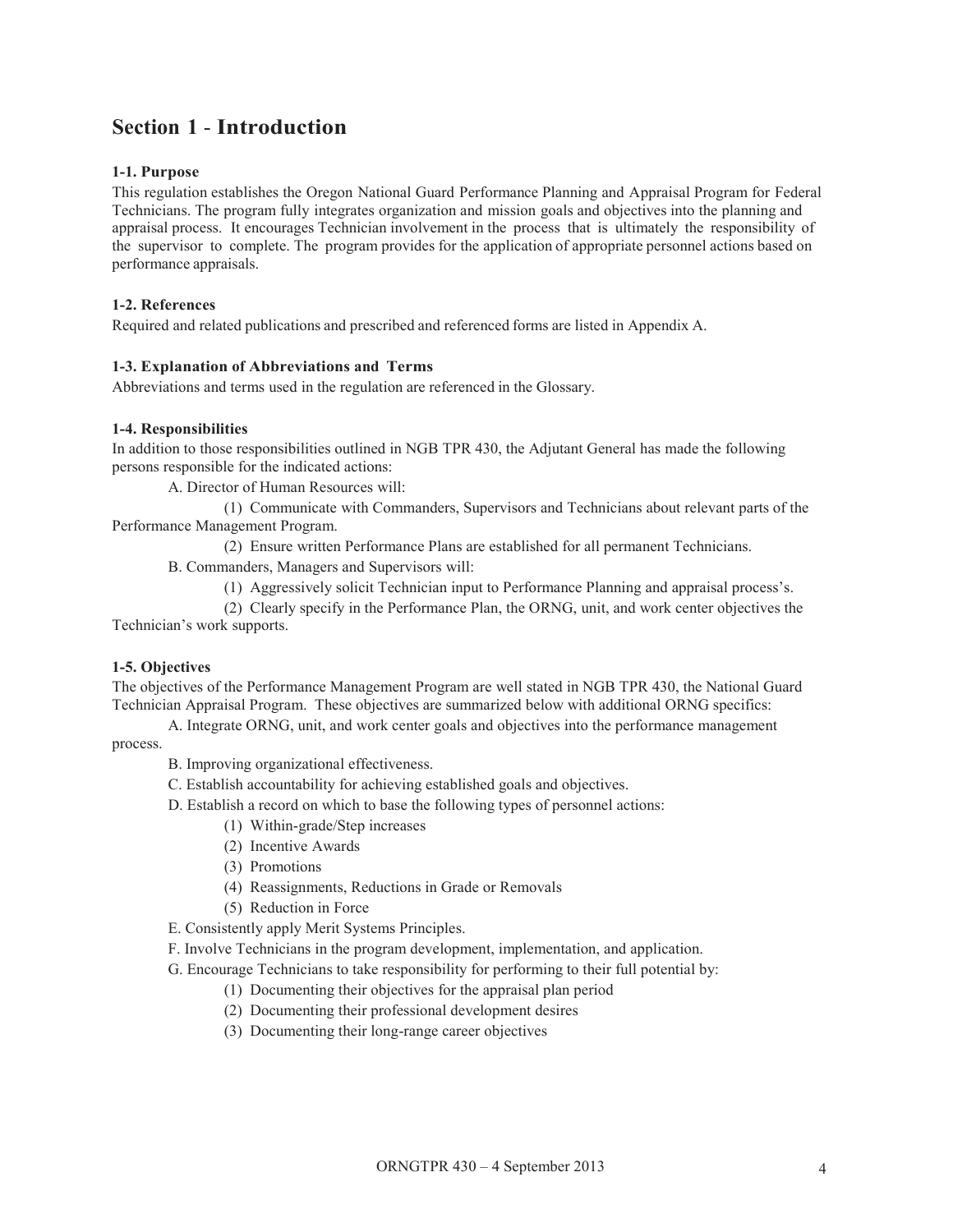## Section 1 - Introduction

### 1-1. Purpose

This regulation establishes the Oregon National Guard Performance Planning and Appraisal Program for Federal Technicians. The program fully integrates organization and mission goals and objectives into the planning and appraisal process. It encourages Technician involvement in the process that is ultimately the responsibility of the supervisor to complete. The program provides for the application of appropriate personnel actions based on performance appraisals.

### 1-2. References

Required and related publications and prescribed and referenced forms are listed in Appendix A.

### 1-3. Explanation of Abbreviations and Terms

Abbreviations and terms used in the regulation are referenced in the Glossary.

### 1-4. Responsibilities

In addition to those responsibilities outlined in NGB TPR 430, the Adjutant General has made the following persons responsible for the indicated actions:

A. Director of Human Resources will:

(1) Communicate with Commanders, Supervisors and Technicians about relevant parts of the Performance Management Program.

(2) Ensure written Performance Plans are established for all permanent Technicians.

B. Commanders, Managers and Supervisors will:

(1) Aggressively solicit Technician input to Performance Planning and appraisal process's.

(2) Clearly specify in the Performance Plan, the ORNG, unit, and work center objectives the Technician's work supports.

### 1-5. Objectives

The objectives of the Performance Management Program are well stated in NGB TPR 430, the National Guard Technician Appraisal Program. These objectives are summarized below with additional ORNG specifics:

A. Integrate ORNG, unit, and work center goals and objectives into the performance management process.

B. Improving organizational effectiveness.

C. Establish accountability for achieving established goals and objectives.

D. Establish a record on which to base the following types of personnel actions:

(1) Within-grade/Step increases

(2) Incentive Awards

(3) Promotions

(4) Reassignments, Reductions in Grade or Removals

(5) Reduction in Force

E. Consistently apply Merit Systems Principles.

F. Involve Technicians in the program development, implementation, and application.

G. Encourage Technicians to take responsibility for performing to their full potential by:

(1) Documenting their objectives for the appraisal plan period

(2) Documenting their professional development desires

(3) Documenting their long-range career objectives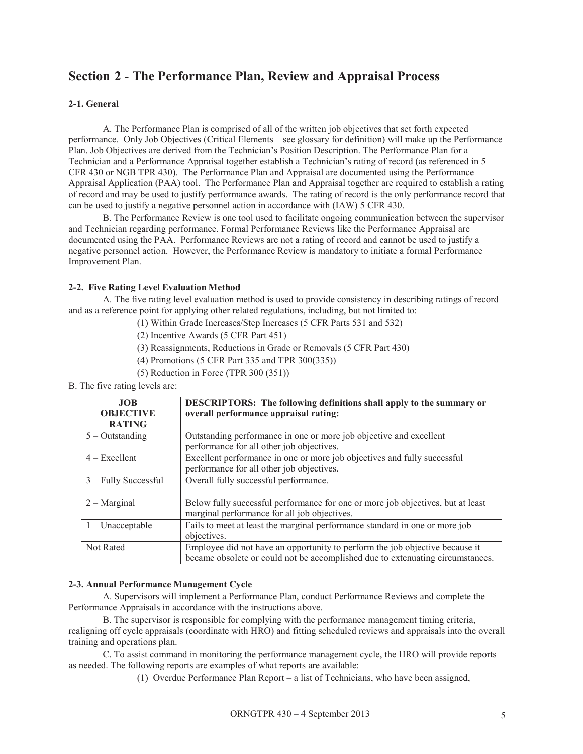## Section 2 - The Performance Plan, Review and Appraisal Process

### 2-1. General

A. The Performance Plan is comprised of all of the written job objectives that set forth expected performance. Only Job Objectives (Critical Elements – see glossary for definition) will make up the Performance Plan. Job Objectives are derived from the Technician's Position Description. The Performance Plan for a Technician and a Performance Appraisal together establish a Technician's rating of record (as referenced in 5 CFR 430 or NGB TPR 430). The Performance Plan and Appraisal are documented using the Performance Appraisal Application (PAA) tool. The Performance Plan and Appraisal together are required to establish a rating of record and may be used to justify performance awards. The rating of record is the only performance record that can be used to justify a negative personnel action in accordance with (IAW) 5 CFR 430.

B. The Performance Review is one tool used to facilitate ongoing communication between the supervisor and Technician regarding performance. Formal Performance Reviews like the Performance Appraisal are documented using the PAA. Performance Reviews are not a rating of record and cannot be used to justify a negative personnel action. However, the Performance Review is mandatory to initiate a formal Performance Improvement Plan.

### 2-2. Five Rating Level Evaluation Method

A. The five rating level evaluation method is used to provide consistency in describing ratings of record and as a reference point for applying other related regulations, including, but not limited to:

(1) Within Grade Increases/Step Increases (5 CFR Parts 531 and 532)

(2) Incentive Awards (5 CFR Part 451)

(3) Reassignments, Reductions in Grade or Removals (5 CFR Part 430)

(4) Promotions (5 CFR Part 335 and TPR 300(335))

(5) Reduction in Force (TPR 300 (351))

B. The five rating levels are:

| JOB OBJECTIVE RATING | DESCRIPTORS: The following definitions shall apply to the summary or overall performance appraisal rating: |
|---|---|
| 5 – Outstanding | Outstanding performance in one or more job objective and excellent performance for all other job objectives. |
| 4 – Excellent | Excellent performance in one or more job objectives and fully successful performance for all other job objectives. |
| 3 – Fully Successful | Overall fully successful performance. |
| 2 – Marginal | Below fully successful performance for one or more job objectives, but at least marginal performance for all job objectives. |
| 1 – Unacceptable | Fails to meet at least the marginal performance standard in one or more job objectives. |
| Not Rated | Employee did not have an opportunity to perform the job objective because it became obsolete or could not be accomplished due to extenuating circumstances. |

### 2-3. Annual Performance Management Cycle

A. Supervisors will implement a Performance Plan, conduct Performance Reviews and complete the Performance Appraisals in accordance with the instructions above.

B. The supervisor is responsible for complying with the performance management timing criteria, realigning off cycle appraisals (coordinate with HRO) and fitting scheduled reviews and appraisals into the overall training and operations plan.

C. To assist command in monitoring the performance management cycle, the HRO will provide reports as needed. The following reports are examples of what reports are available:

(1) Overdue Performance Plan Report – a list of Technicians, who have been assigned,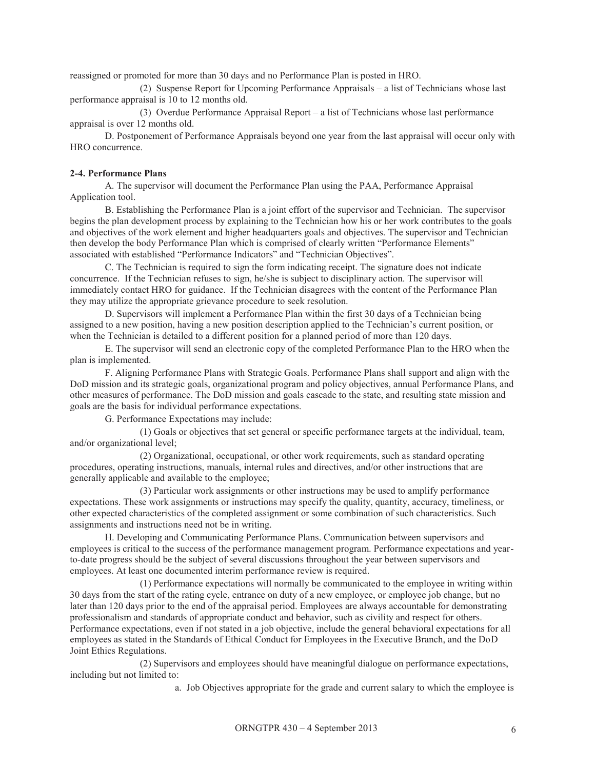reassigned or promoted for more than 30 days and no Performance Plan is posted in HRO.

(2) Suspense Report for Upcoming Performance Appraisals – a list of Technicians whose last performance appraisal is 10 to 12 months old.

(3) Overdue Performance Appraisal Report – a list of Technicians whose last performance appraisal is over 12 months old.

D. Postponement of Performance Appraisals beyond one year from the last appraisal will occur only with HRO concurrence.

**2-4. Performance Plans**

A. The supervisor will document the Performance Plan using the PAA, Performance Appraisal Application tool.

B. Establishing the Performance Plan is a joint effort of the supervisor and Technician. The supervisor begins the plan development process by explaining to the Technician how his or her work contributes to the goals and objectives of the work element and higher headquarters goals and objectives. The supervisor and Technician then develop the body Performance Plan which is comprised of clearly written "Performance Elements" associated with established "Performance Indicators" and "Technician Objectives".

C. The Technician is required to sign the form indicating receipt. The signature does not indicate concurrence. If the Technician refuses to sign, he/she is subject to disciplinary action. The supervisor will immediately contact HRO for guidance. If the Technician disagrees with the content of the Performance Plan they may utilize the appropriate grievance procedure to seek resolution.

D. Supervisors will implement a Performance Plan within the first 30 days of a Technician being assigned to a new position, having a new position description applied to the Technician's current position, or when the Technician is detailed to a different position for a planned period of more than 120 days.

E. The supervisor will send an electronic copy of the completed Performance Plan to the HRO when the plan is implemented.

F. Aligning Performance Plans with Strategic Goals. Performance Plans shall support and align with the DoD mission and its strategic goals, organizational program and policy objectives, annual Performance Plans, and other measures of performance. The DoD mission and goals cascade to the state, and resulting state mission and goals are the basis for individual performance expectations.

G. Performance Expectations may include:

(1) Goals or objectives that set general or specific performance targets at the individual, team, and/or organizational level;

(2) Organizational, occupational, or other work requirements, such as standard operating procedures, operating instructions, manuals, internal rules and directives, and/or other instructions that are generally applicable and available to the employee;

(3) Particular work assignments or other instructions may be used to amplify performance expectations. These work assignments or instructions may specify the quality, quantity, accuracy, timeliness, or other expected characteristics of the completed assignment or some combination of such characteristics. Such assignments and instructions need not be in writing.

H. Developing and Communicating Performance Plans. Communication between supervisors and employees is critical to the success of the performance management program. Performance expectations and year-to-date progress should be the subject of several discussions throughout the year between supervisors and employees. At least one documented interim performance review is required.

(1) Performance expectations will normally be communicated to the employee in writing within 30 days from the start of the rating cycle, entrance on duty of a new employee, or employee job change, but no later than 120 days prior to the end of the appraisal period. Employees are always accountable for demonstrating professionalism and standards of appropriate conduct and behavior, such as civility and respect for others. Performance expectations, even if not stated in a job objective, include the general behavioral expectations for all employees as stated in the Standards of Ethical Conduct for Employees in the Executive Branch, and the DoD Joint Ethics Regulations.

(2) Supervisors and employees should have meaningful dialogue on performance expectations, including but not limited to:

a. Job Objectives appropriate for the grade and current salary to which the employee is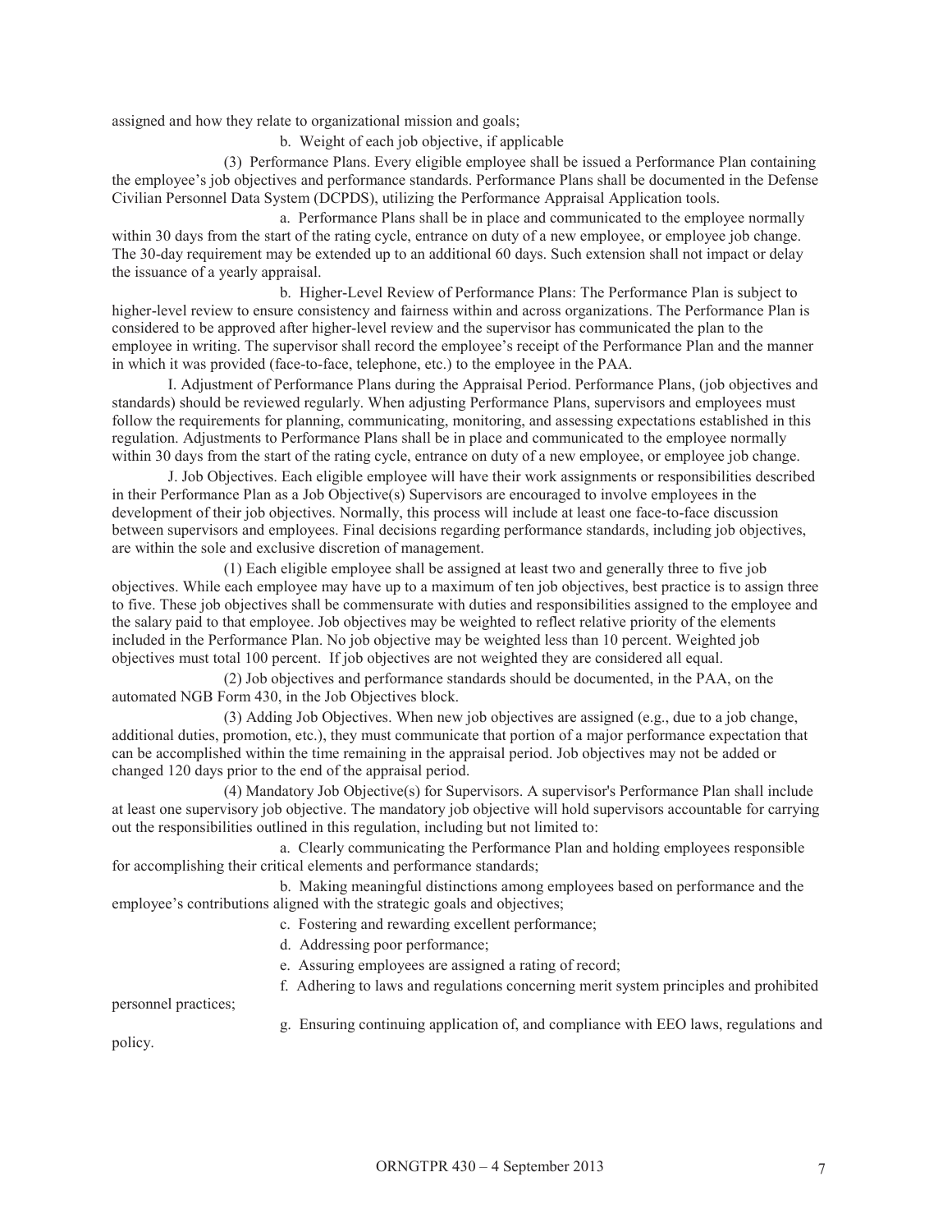assigned and how they relate to organizational mission and goals;

b. Weight of each job objective, if applicable

(3) Performance Plans. Every eligible employee shall be issued a Performance Plan containing the employee's job objectives and performance standards. Performance Plans shall be documented in the Defense Civilian Personnel Data System (DCPDS), utilizing the Performance Appraisal Application tools.

a. Performance Plans shall be in place and communicated to the employee normally within 30 days from the start of the rating cycle, entrance on duty of a new employee, or employee job change. The 30-day requirement may be extended up to an additional 60 days. Such extension shall not impact or delay the issuance of a yearly appraisal.

b. Higher-Level Review of Performance Plans: The Performance Plan is subject to higher-level review to ensure consistency and fairness within and across organizations. The Performance Plan is considered to be approved after higher-level review and the supervisor has communicated the plan to the employee in writing. The supervisor shall record the employee's receipt of the Performance Plan and the manner in which it was provided (face-to-face, telephone, etc.) to the employee in the PAA.

I. Adjustment of Performance Plans during the Appraisal Period. Performance Plans, (job objectives and standards) should be reviewed regularly. When adjusting Performance Plans, supervisors and employees must follow the requirements for planning, communicating, monitoring, and assessing expectations established in this regulation. Adjustments to Performance Plans shall be in place and communicated to the employee normally within 30 days from the start of the rating cycle, entrance on duty of a new employee, or employee job change.

J. Job Objectives. Each eligible employee will have their work assignments or responsibilities described in their Performance Plan as a Job Objective(s) Supervisors are encouraged to involve employees in the development of their job objectives. Normally, this process will include at least one face-to-face discussion between supervisors and employees. Final decisions regarding performance standards, including job objectives, are within the sole and exclusive discretion of management.

(1) Each eligible employee shall be assigned at least two and generally three to five job objectives. While each employee may have up to a maximum of ten job objectives, best practice is to assign three to five. These job objectives shall be commensurate with duties and responsibilities assigned to the employee and the salary paid to that employee. Job objectives may be weighted to reflect relative priority of the elements included in the Performance Plan. No job objective may be weighted less than 10 percent. Weighted job objectives must total 100 percent. If job objectives are not weighted they are considered all equal.

(2) Job objectives and performance standards should be documented, in the PAA, on the automated NGB Form 430, in the Job Objectives block.

(3) Adding Job Objectives. When new job objectives are assigned (e.g., due to a job change, additional duties, promotion, etc.), they must communicate that portion of a major performance expectation that can be accomplished within the time remaining in the appraisal period. Job objectives may not be added or changed 120 days prior to the end of the appraisal period.

(4) Mandatory Job Objective(s) for Supervisors. A supervisor's Performance Plan shall include at least one supervisory job objective. The mandatory job objective will hold supervisors accountable for carrying out the responsibilities outlined in this regulation, including but not limited to:

a. Clearly communicating the Performance Plan and holding employees responsible for accomplishing their critical elements and performance standards;

b. Making meaningful distinctions among employees based on performance and the employee's contributions aligned with the strategic goals and objectives;

c. Fostering and rewarding excellent performance;

d. Addressing poor performance;

e. Assuring employees are assigned a rating of record;

f. Adhering to laws and regulations concerning merit system principles and prohibited personnel practices;

g. Ensuring continuing application of, and compliance with EEO laws, regulations and policy.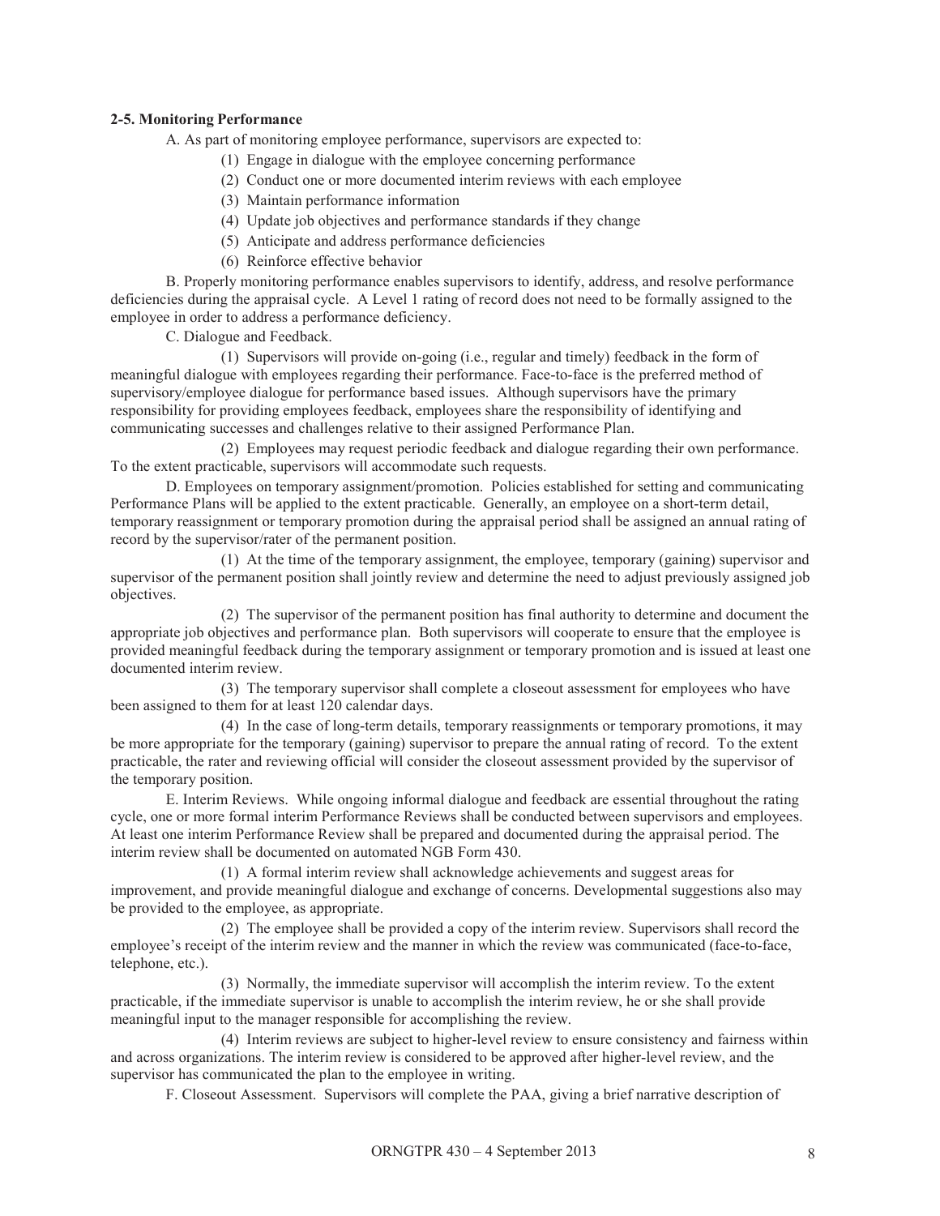**2-5. Monitoring Performance**

A. As part of monitoring employee performance, supervisors are expected to:

(1) Engage in dialogue with the employee concerning performance

(2) Conduct one or more documented interim reviews with each employee

(3) Maintain performance information

(4) Update job objectives and performance standards if they change

(5) Anticipate and address performance deficiencies

(6) Reinforce effective behavior

B. Properly monitoring performance enables supervisors to identify, address, and resolve performance deficiencies during the appraisal cycle. A Level 1 rating of record does not need to be formally assigned to the employee in order to address a performance deficiency.

C. Dialogue and Feedback.

(1) Supervisors will provide on-going (i.e., regular and timely) feedback in the form of meaningful dialogue with employees regarding their performance. Face-to-face is the preferred method of supervisory/employee dialogue for performance based issues. Although supervisors have the primary responsibility for providing employees feedback, employees share the responsibility of identifying and communicating successes and challenges relative to their assigned Performance Plan.

(2) Employees may request periodic feedback and dialogue regarding their own performance. To the extent practicable, supervisors will accommodate such requests.

D. Employees on temporary assignment/promotion. Policies established for setting and communicating Performance Plans will be applied to the extent practicable. Generally, an employee on a short-term detail, temporary reassignment or temporary promotion during the appraisal period shall be assigned an annual rating of record by the supervisor/rater of the permanent position.

(1) At the time of the temporary assignment, the employee, temporary (gaining) supervisor and supervisor of the permanent position shall jointly review and determine the need to adjust previously assigned job objectives.

(2) The supervisor of the permanent position has final authority to determine and document the appropriate job objectives and performance plan. Both supervisors will cooperate to ensure that the employee is provided meaningful feedback during the temporary assignment or temporary promotion and is issued at least one documented interim review.

(3) The temporary supervisor shall complete a closeout assessment for employees who have been assigned to them for at least 120 calendar days.

(4) In the case of long-term details, temporary reassignments or temporary promotions, it may be more appropriate for the temporary (gaining) supervisor to prepare the annual rating of record. To the extent practicable, the rater and reviewing official will consider the closeout assessment provided by the supervisor of the temporary position.

E. Interim Reviews. While ongoing informal dialogue and feedback are essential throughout the rating cycle, one or more formal interim Performance Reviews shall be conducted between supervisors and employees. At least one interim Performance Review shall be prepared and documented during the appraisal period. The interim review shall be documented on automated NGB Form 430.

(1) A formal interim review shall acknowledge achievements and suggest areas for improvement, and provide meaningful dialogue and exchange of concerns. Developmental suggestions also may be provided to the employee, as appropriate.

(2) The employee shall be provided a copy of the interim review. Supervisors shall record the employee's receipt of the interim review and the manner in which the review was communicated (face-to-face, telephone, etc.).

(3) Normally, the immediate supervisor will accomplish the interim review. To the extent practicable, if the immediate supervisor is unable to accomplish the interim review, he or she shall provide meaningful input to the manager responsible for accomplishing the review.

(4) Interim reviews are subject to higher-level review to ensure consistency and fairness within and across organizations. The interim review is considered to be approved after higher-level review, and the supervisor has communicated the plan to the employee in writing.

F. Closeout Assessment. Supervisors will complete the PAA, giving a brief narrative description of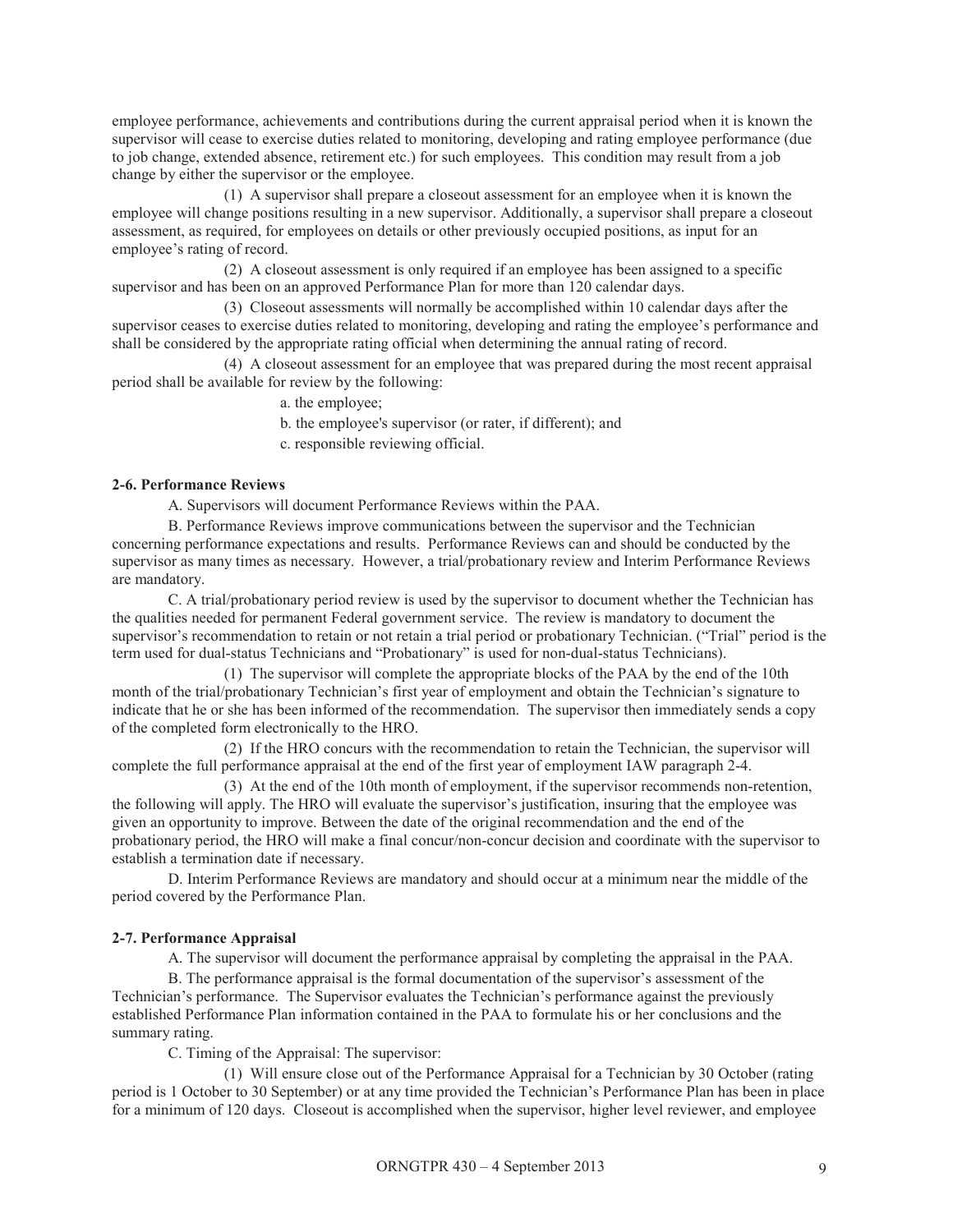employee performance, achievements and contributions during the current appraisal period when it is known the supervisor will cease to exercise duties related to monitoring, developing and rating employee performance (due to job change, extended absence, retirement etc.) for such employees. This condition may result from a job change by either the supervisor or the employee.

(1) A supervisor shall prepare a closeout assessment for an employee when it is known the employee will change positions resulting in a new supervisor. Additionally, a supervisor shall prepare a closeout assessment, as required, for employees on details or other previously occupied positions, as input for an employee's rating of record.

(2) A closeout assessment is only required if an employee has been assigned to a specific supervisor and has been on an approved Performance Plan for more than 120 calendar days.

(3) Closeout assessments will normally be accomplished within 10 calendar days after the supervisor ceases to exercise duties related to monitoring, developing and rating the employee's performance and shall be considered by the appropriate rating official when determining the annual rating of record.

(4) A closeout assessment for an employee that was prepared during the most recent appraisal period shall be available for review by the following:

a. the employee;

b. the employee's supervisor (or rater, if different); and

c. responsible reviewing official.

**2-6. Performance Reviews**

A. Supervisors will document Performance Reviews within the PAA.

B. Performance Reviews improve communications between the supervisor and the Technician concerning performance expectations and results. Performance Reviews can and should be conducted by the supervisor as many times as necessary. However, a trial/probationary review and Interim Performance Reviews are mandatory.

C. A trial/probationary period review is used by the supervisor to document whether the Technician has the qualities needed for permanent Federal government service. The review is mandatory to document the supervisor's recommendation to retain or not retain a trial period or probationary Technician. ("Trial" period is the term used for dual-status Technicians and "Probationary" is used for non-dual-status Technicians).

(1) The supervisor will complete the appropriate blocks of the PAA by the end of the 10th month of the trial/probationary Technician's first year of employment and obtain the Technician's signature to indicate that he or she has been informed of the recommendation. The supervisor then immediately sends a copy of the completed form electronically to the HRO.

(2) If the HRO concurs with the recommendation to retain the Technician, the supervisor will complete the full performance appraisal at the end of the first year of employment IAW paragraph 2-4.

(3) At the end of the 10th month of employment, if the supervisor recommends non-retention, the following will apply. The HRO will evaluate the supervisor's justification, insuring that the employee was given an opportunity to improve. Between the date of the original recommendation and the end of the probationary period, the HRO will make a final concur/non-concur decision and coordinate with the supervisor to establish a termination date if necessary.

D. Interim Performance Reviews are mandatory and should occur at a minimum near the middle of the period covered by the Performance Plan.

**2-7. Performance Appraisal**

A. The supervisor will document the performance appraisal by completing the appraisal in the PAA.

B. The performance appraisal is the formal documentation of the supervisor's assessment of the Technician's performance. The Supervisor evaluates the Technician's performance against the previously established Performance Plan information contained in the PAA to formulate his or her conclusions and the summary rating.

C. Timing of the Appraisal: The supervisor:

(1) Will ensure close out of the Performance Appraisal for a Technician by 30 October (rating period is 1 October to 30 September) or at any time provided the Technician's Performance Plan has been in place for a minimum of 120 days. Closeout is accomplished when the supervisor, higher level reviewer, and employee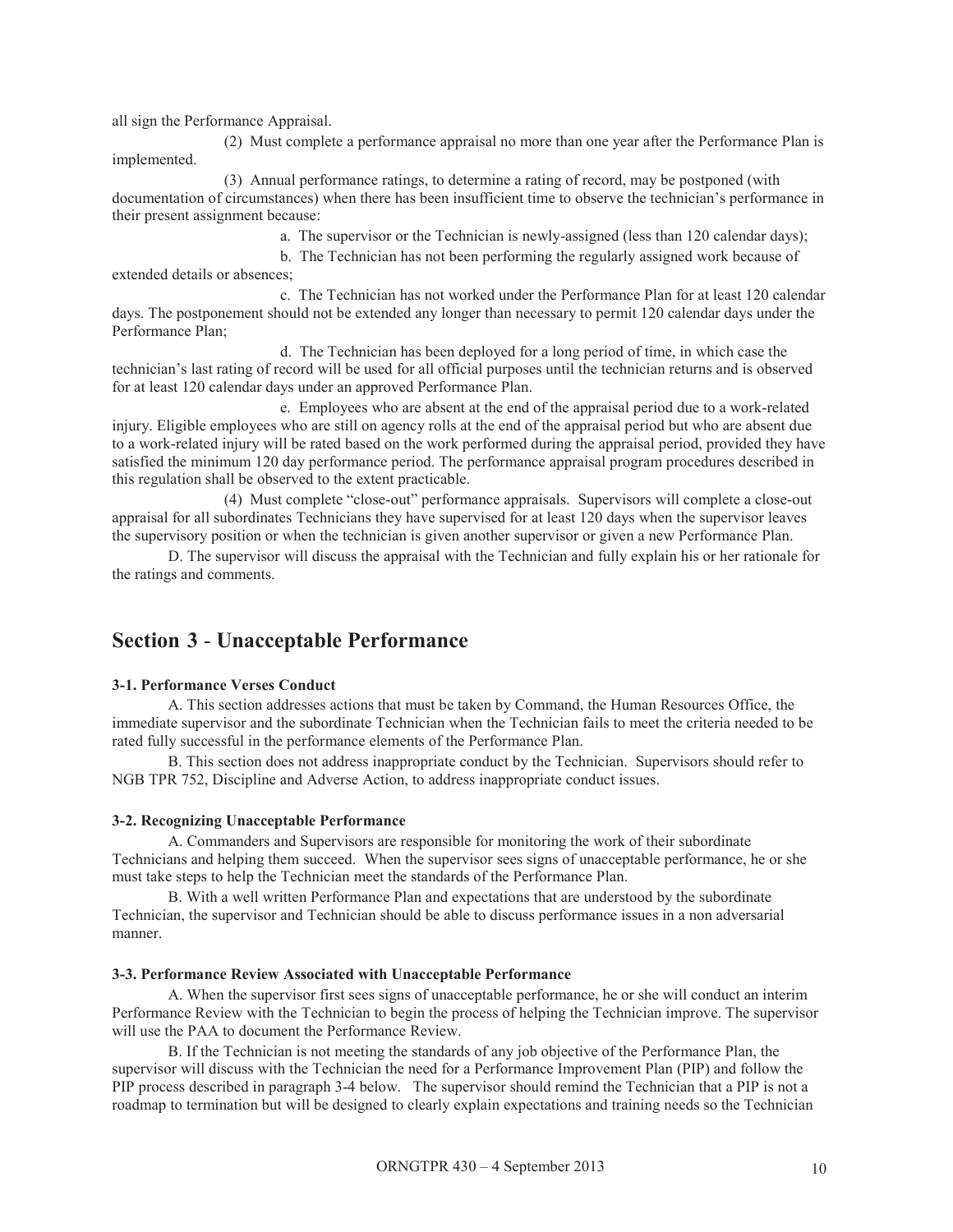all sign the Performance Appraisal.

(2) Must complete a performance appraisal no more than one year after the Performance Plan is implemented.

(3) Annual performance ratings, to determine a rating of record, may be postponed (with documentation of circumstances) when there has been insufficient time to observe the technician's performance in their present assignment because:

a. The supervisor or the Technician is newly-assigned (less than 120 calendar days);

b. The Technician has not been performing the regularly assigned work because of extended details or absences;

c. The Technician has not worked under the Performance Plan for at least 120 calendar days. The postponement should not be extended any longer than necessary to permit 120 calendar days under the Performance Plan;

d. The Technician has been deployed for a long period of time, in which case the technician's last rating of record will be used for all official purposes until the technician returns and is observed for at least 120 calendar days under an approved Performance Plan.

e. Employees who are absent at the end of the appraisal period due to a work-related injury. Eligible employees who are still on agency rolls at the end of the appraisal period but who are absent due to a work-related injury will be rated based on the work performed during the appraisal period, provided they have satisfied the minimum 120 day performance period. The performance appraisal program procedures described in this regulation shall be observed to the extent practicable.

(4) Must complete "close-out" performance appraisals. Supervisors will complete a close-out appraisal for all subordinates Technicians they have supervised for at least 120 days when the supervisor leaves the supervisory position or when the technician is given another supervisor or given a new Performance Plan.

D. The supervisor will discuss the appraisal with the Technician and fully explain his or her rationale for the ratings and comments.

## Section 3 - Unacceptable Performance

**3-1. Performance Verses Conduct**

A. This section addresses actions that must be taken by Command, the Human Resources Office, the immediate supervisor and the subordinate Technician when the Technician fails to meet the criteria needed to be rated fully successful in the performance elements of the Performance Plan.

B. This section does not address inappropriate conduct by the Technician. Supervisors should refer to NGB TPR 752, Discipline and Adverse Action, to address inappropriate conduct issues.

**3-2. Recognizing Unacceptable Performance**

A. Commanders and Supervisors are responsible for monitoring the work of their subordinate Technicians and helping them succeed. When the supervisor sees signs of unacceptable performance, he or she must take steps to help the Technician meet the standards of the Performance Plan.

B. With a well written Performance Plan and expectations that are understood by the subordinate Technician, the supervisor and Technician should be able to discuss performance issues in a non adversarial manner.

**3-3. Performance Review Associated with Unacceptable Performance**

A. When the supervisor first sees signs of unacceptable performance, he or she will conduct an interim Performance Review with the Technician to begin the process of helping the Technician improve. The supervisor will use the PAA to document the Performance Review.

B. If the Technician is not meeting the standards of any job objective of the Performance Plan, the supervisor will discuss with the Technician the need for a Performance Improvement Plan (PIP) and follow the PIP process described in paragraph 3-4 below. The supervisor should remind the Technician that a PIP is not a roadmap to termination but will be designed to clearly explain expectations and training needs so the Technician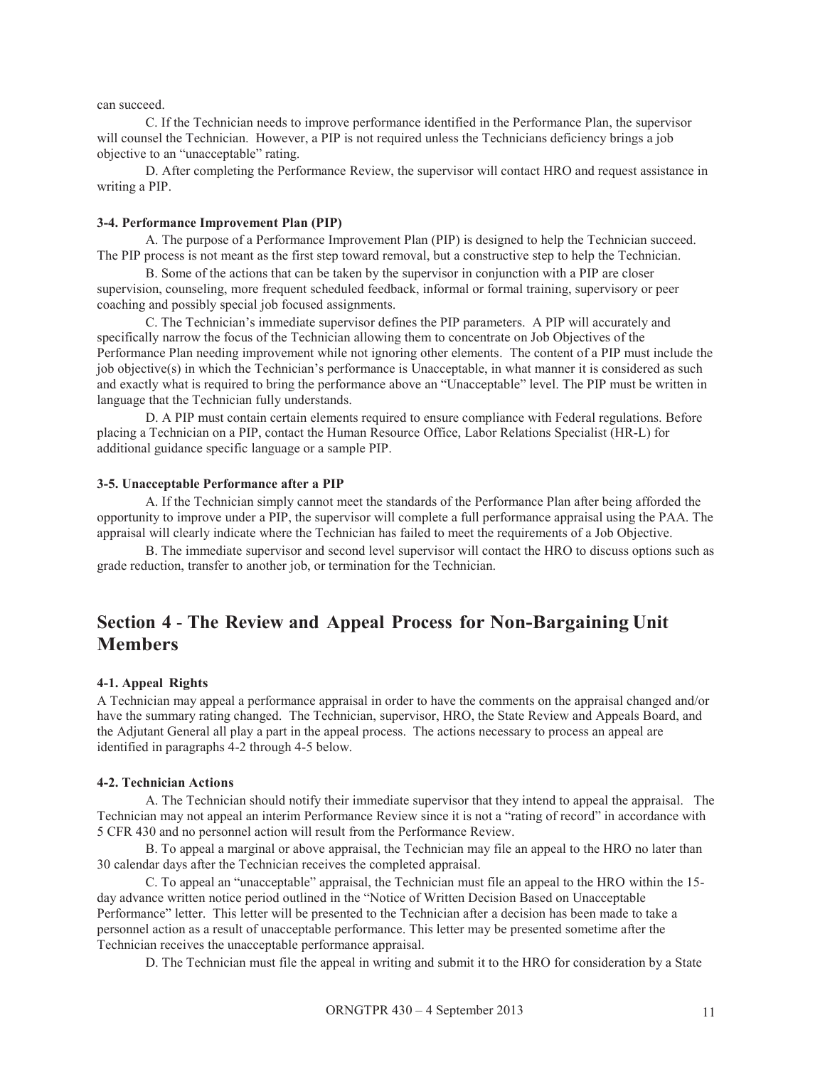can succeed.

C. If the Technician needs to improve performance identified in the Performance Plan, the supervisor will counsel the Technician. However, a PIP is not required unless the Technicians deficiency brings a job objective to an "unacceptable" rating.

D. After completing the Performance Review, the supervisor will contact HRO and request assistance in writing a PIP.

**3-4. Performance Improvement Plan (PIP)**

A. The purpose of a Performance Improvement Plan (PIP) is designed to help the Technician succeed. The PIP process is not meant as the first step toward removal, but a constructive step to help the Technician.

B. Some of the actions that can be taken by the supervisor in conjunction with a PIP are closer supervision, counseling, more frequent scheduled feedback, informal or formal training, supervisory or peer coaching and possibly special job focused assignments.

C. The Technician's immediate supervisor defines the PIP parameters. A PIP will accurately and specifically narrow the focus of the Technician allowing them to concentrate on Job Objectives of the Performance Plan needing improvement while not ignoring other elements. The content of a PIP must include the job objective(s) in which the Technician's performance is Unacceptable, in what manner it is considered as such and exactly what is required to bring the performance above an "Unacceptable" level. The PIP must be written in language that the Technician fully understands.

D. A PIP must contain certain elements required to ensure compliance with Federal regulations. Before placing a Technician on a PIP, contact the Human Resource Office, Labor Relations Specialist (HR-L) for additional guidance specific language or a sample PIP.

**3-5. Unacceptable Performance after a PIP**

A. If the Technician simply cannot meet the standards of the Performance Plan after being afforded the opportunity to improve under a PIP, the supervisor will complete a full performance appraisal using the PAA. The appraisal will clearly indicate where the Technician has failed to meet the requirements of a Job Objective.

B. The immediate supervisor and second level supervisor will contact the HRO to discuss options such as grade reduction, transfer to another job, or termination for the Technician.

## Section 4 - The Review and Appeal Process for Non-Bargaining Unit Members

**4-1. Appeal Rights**

A Technician may appeal a performance appraisal in order to have the comments on the appraisal changed and/or have the summary rating changed. The Technician, supervisor, HRO, the State Review and Appeals Board, and the Adjutant General all play a part in the appeal process. The actions necessary to process an appeal are identified in paragraphs 4-2 through 4-5 below.

**4-2. Technician Actions**

A. The Technician should notify their immediate supervisor that they intend to appeal the appraisal. The Technician may not appeal an interim Performance Review since it is not a "rating of record" in accordance with 5 CFR 430 and no personnel action will result from the Performance Review.

B. To appeal a marginal or above appraisal, the Technician may file an appeal to the HRO no later than 30 calendar days after the Technician receives the completed appraisal.

C. To appeal an "unacceptable" appraisal, the Technician must file an appeal to the HRO within the 15-day advance written notice period outlined in the "Notice of Written Decision Based on Unacceptable Performance" letter. This letter will be presented to the Technician after a decision has been made to take a personnel action as a result of unacceptable performance. This letter may be presented sometime after the Technician receives the unacceptable performance appraisal.

D. The Technician must file the appeal in writing and submit it to the HRO for consideration by a State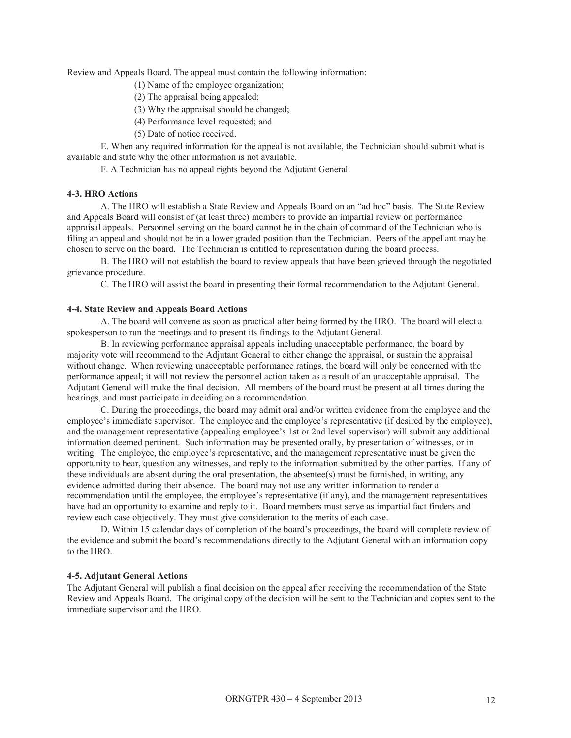Review and Appeals Board. The appeal must contain the following information:

(1) Name of the employee organization;

(2) The appraisal being appealed;

(3) Why the appraisal should be changed;

(4) Performance level requested; and

(5) Date of notice received.

E. When any required information for the appeal is not available, the Technician should submit what is available and state why the other information is not available.

F. A Technician has no appeal rights beyond the Adjutant General.

#### 4-3. HRO Actions

A. The HRO will establish a State Review and Appeals Board on an "ad hoc" basis. The State Review and Appeals Board will consist of (at least three) members to provide an impartial review on performance appraisal appeals. Personnel serving on the board cannot be in the chain of command of the Technician who is filing an appeal and should not be in a lower graded position than the Technician. Peers of the appellant may be chosen to serve on the board. The Technician is entitled to representation during the board process.

B. The HRO will not establish the board to review appeals that have been grieved through the negotiated grievance procedure.

C. The HRO will assist the board in presenting their formal recommendation to the Adjutant General.

#### 4-4. State Review and Appeals Board Actions

A. The board will convene as soon as practical after being formed by the HRO. The board will elect a spokesperson to run the meetings and to present its findings to the Adjutant General.

B. In reviewing performance appraisal appeals including unacceptable performance, the board by majority vote will recommend to the Adjutant General to either change the appraisal, or sustain the appraisal without change. When reviewing unacceptable performance ratings, the board will only be concerned with the performance appeal; it will not review the personnel action taken as a result of an unacceptable appraisal. The Adjutant General will make the final decision. All members of the board must be present at all times during the hearings, and must participate in deciding on a recommendation.

C. During the proceedings, the board may admit oral and/or written evidence from the employee and the employee's immediate supervisor. The employee and the employee's representative (if desired by the employee), and the management representative (appealing employee's 1st or 2nd level supervisor) will submit any additional information deemed pertinent. Such information may be presented orally, by presentation of witnesses, or in writing. The employee, the employee's representative, and the management representative must be given the opportunity to hear, question any witnesses, and reply to the information submitted by the other parties. If any of these individuals are absent during the oral presentation, the absentee(s) must be furnished, in writing, any evidence admitted during their absence. The board may not use any written information to render a recommendation until the employee, the employee's representative (if any), and the management representatives have had an opportunity to examine and reply to it. Board members must serve as impartial fact finders and review each case objectively. They must give consideration to the merits of each case.

D. Within 15 calendar days of completion of the board's proceedings, the board will complete review of the evidence and submit the board's recommendations directly to the Adjutant General with an information copy to the HRO.

#### 4-5. Adjutant General Actions

The Adjutant General will publish a final decision on the appeal after receiving the recommendation of the State Review and Appeals Board. The original copy of the decision will be sent to the Technician and copies sent to the immediate supervisor and the HRO.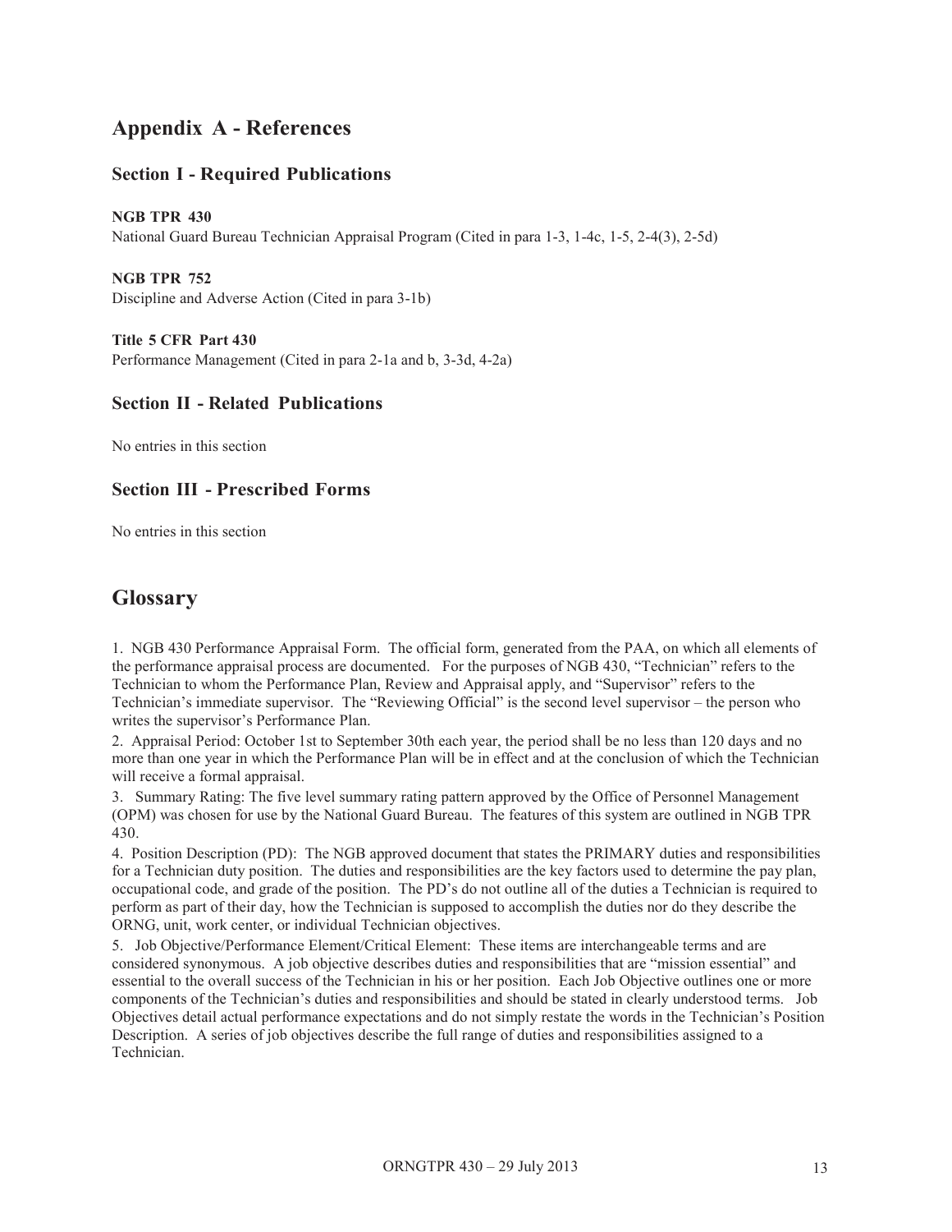## Appendix A - References

### Section I - Required Publications

**NGB TPR 430**
National Guard Bureau Technician Appraisal Program (Cited in para 1-3, 1-4c, 1-5, 2-4(3), 2-5d)

**NGB TPR 752**
Discipline and Adverse Action (Cited in para 3-1b)

**Title 5 CFR Part 430**
Performance Management (Cited in para 2-1a and b, 3-3d, 4-2a)

### Section II - Related Publications

No entries in this section

### Section III - Prescribed Forms

No entries in this section

## Glossary

1. NGB 430 Performance Appraisal Form. The official form, generated from the PAA, on which all elements of the performance appraisal process are documented. For the purposes of NGB 430, "Technician" refers to the Technician to whom the Performance Plan, Review and Appraisal apply, and "Supervisor" refers to the Technician's immediate supervisor. The "Reviewing Official" is the second level supervisor – the person who writes the supervisor's Performance Plan.
2. Appraisal Period: October 1st to September 30th each year, the period shall be no less than 120 days and no more than one year in which the Performance Plan will be in effect and at the conclusion of which the Technician will receive a formal appraisal.
3. Summary Rating: The five level summary rating pattern approved by the Office of Personnel Management (OPM) was chosen for use by the National Guard Bureau. The features of this system are outlined in NGB TPR 430.
4. Position Description (PD): The NGB approved document that states the PRIMARY duties and responsibilities for a Technician duty position. The duties and responsibilities are the key factors used to determine the pay plan, occupational code, and grade of the position. The PD's do not outline all of the duties a Technician is required to perform as part of their day, how the Technician is supposed to accomplish the duties nor do they describe the ORNG, unit, work center, or individual Technician objectives.
5. Job Objective/Performance Element/Critical Element: These items are interchangeable terms and are considered synonymous. A job objective describes duties and responsibilities that are "mission essential" and essential to the overall success of the Technician in his or her position. Each Job Objective outlines one or more components of the Technician's duties and responsibilities and should be stated in clearly understood terms. Job Objectives detail actual performance expectations and do not simply restate the words in the Technician's Position Description. A series of job objectives describe the full range of duties and responsibilities assigned to a Technician.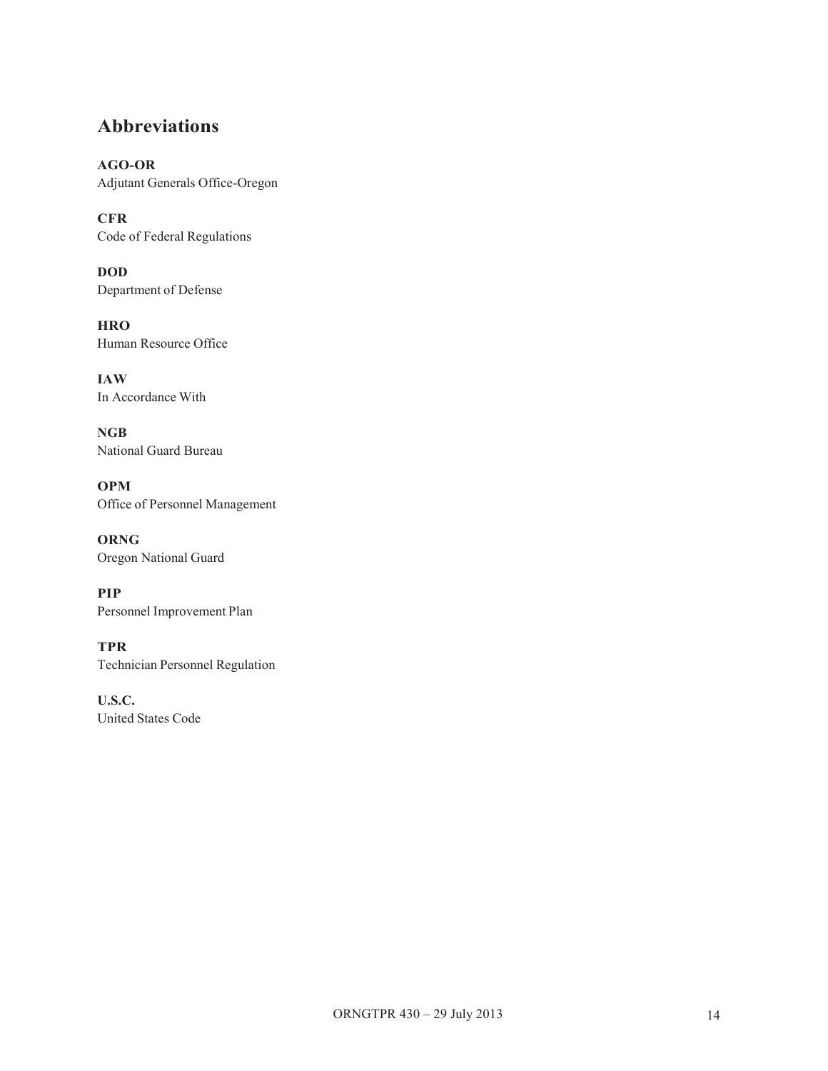# Abbreviations

**AGO-OR**
Adjutant Generals Office-Oregon

**CFR**
Code of Federal Regulations

**DOD**
Department of Defense

**HRO**
Human Resource Office

**IAW**
In Accordance With

**NGB**
National Guard Bureau

**OPM**
Office of Personnel Management

**ORNG**
Oregon National Guard

**PIP**
Personnel Improvement Plan

**TPR**
Technician Personnel Regulation

**U.S.C.**
United States Code